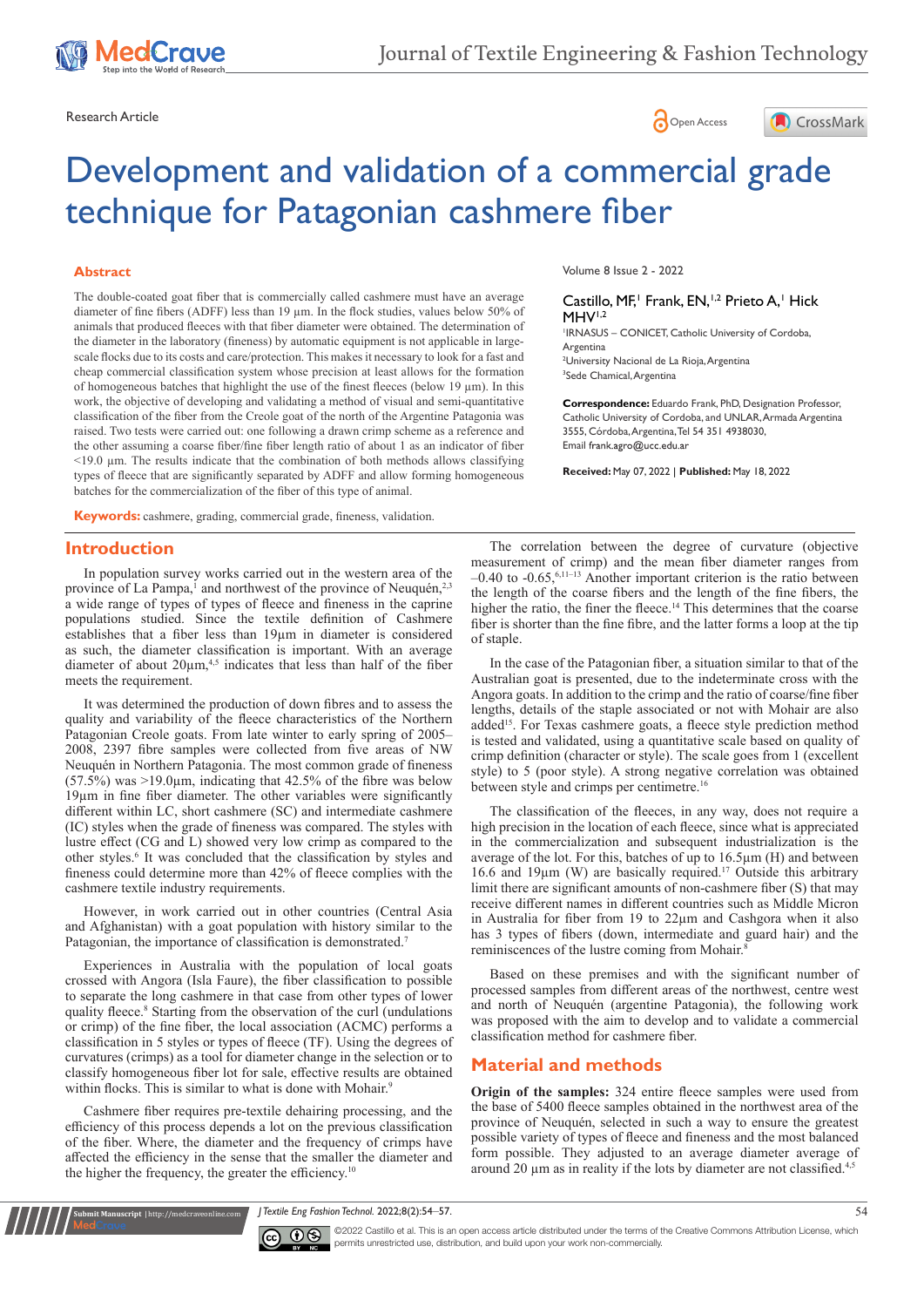Research Article

Open Access

# Development and validation of a commercial grade technique for Patagonian cashmere fiber

## Abstract

The double-coated goat fiber that is commercially called cashmere must have an average diameter of fine fibers (ADFF) less than 19 µm. In the flock studies, values below 50% of animals that produced fleeces with that fiber diameter were obtained. The determination of the diameter in the laboratory (fineness) by automatic equipment is not applicable in large-scale flocks due to its costs and care/protection. This makes it necessary to look for a fast and cheap commercial classification system whose precision at least allows for the formation of homogeneous batches that highlight the use of the finest fleeces (below 19 µm). In this work, the objective of developing and validating a method of visual and semi-quantitative classification of the fiber from the Creole goat of the north of the Argentine Patagonia was raised. Two tests were carried out: one following a drawn crimp scheme as a reference and the other assuming a coarse fiber/fine fiber length ratio of about 1 as an indicator of fiber <19.0 µm. The results indicate that the combination of both methods allows classifying types of fleece that are significantly separated by ADFF and allow forming homogeneous batches for the commercialization of the fiber of this type of animal.

**Keywords:** cashmere, grading, commercial grade, fineness, validation.

Volume 8 Issue 2 - 2022

Castillo, MF,[1] Frank, EN,[1,2] Prieto A,[1] Hick MHV[1,2]

[1]IRNASUS – CONICET, Catholic University of Cordoba, Argentina
[2]University Nacional de La Rioja, Argentina
[3]Sede Chamical, Argentina

**Correspondence:** Eduardo Frank, PhD, Designation Professor, Catholic University of Cordoba, and UNLAR, Armada Argentina 3555, Córdoba, Argentina, Tel 54 351 4938030, Email frank.agro@ucc.edu.ar

**Received:** May 07, 2022 | **Published:** May 18, 2022

## Introduction

In population survey works carried out in the western area of the province of La Pampa,[1] and northwest of the province of Neuquén,[2,3] a wide range of types of types of fleece and fineness in the caprine populations studied. Since the textile definition of Cashmere establishes that a fiber less than 19µm in diameter is considered as such, the diameter classification is important. With an average diameter of about 20µm,[4,5] indicates that less than half of the fiber meets the requirement.

It was determined the production of down fibres and to assess the quality and variability of the fleece characteristics of the Northern Patagonian Creole goats. From late winter to early spring of 2005–2008, 2397 fibre samples were collected from five areas of NW Neuquén in Northern Patagonia. The most common grade of fineness (57.5%) was >19.0µm, indicating that 42.5% of the fibre was below 19µm in fine fiber diameter. The other variables were significantly different within LC, short cashmere (SC) and intermediate cashmere (IC) styles when the grade of fineness was compared. The styles with lustre effect (CG and L) showed very low crimp as compared to the other styles.[6] It was concluded that the classification by styles and fineness could determine more than 42% of fleece complies with the cashmere textile industry requirements.

However, in work carried out in other countries (Central Asia and Afghanistan) with a goat population with history similar to the Patagonian, the importance of classification is demonstrated.[7]

Experiences in Australia with the population of local goats crossed with Angora (Isla Faure), the fiber classification to possible to separate the long cashmere in that case from other types of lower quality fleece.[8] Starting from the observation of the curl (undulations or crimp) of the fine fiber, the local association (ACMC) performs a classification in 5 styles or types of fleece (TF). Using the degrees of curvatures (crimps) as a tool for diameter change in the selection or to classify homogeneous fiber lot for sale, effective results are obtained within flocks. This is similar to what is done with Mohair.[9]

Cashmere fiber requires pre-textile dehairing processing, and the efficiency of this process depends a lot on the previous classification of the fiber. Where, the diameter and the frequency of crimps have affected the efficiency in the sense that the smaller the diameter and the higher the frequency, the greater the efficiency.[10]

The correlation between the degree of curvature (objective measurement of crimp) and the mean fiber diameter ranges from –0.40 to -0.65,[6,11–13] Another important criterion is the ratio between the length of the coarse fibers and the length of the fine fibers, the higher the ratio, the finer the fleece.[14] This determines that the coarse fiber is shorter than the fine fibre, and the latter forms a loop at the tip of staple.

In the case of the Patagonian fiber, a situation similar to that of the Australian goat is presented, due to the indeterminate cross with the Angora goats. In addition to the crimp and the ratio of coarse/fine fiber lengths, details of the staple associated or not with Mohair are also added[15]. For Texas cashmere goats, a fleece style prediction method is tested and validated, using a quantitative scale based on quality of crimp definition (character or style). The scale goes from 1 (excellent style) to 5 (poor style). A strong negative correlation was obtained between style and crimps per centimetre.[16]

The classification of the fleeces, in any way, does not require a high precision in the location of each fleece, since what is appreciated in the commercialization and subsequent industrialization is the average of the lot. For this, batches of up to 16.5µm (H) and between 16.6 and 19µm (W) are basically required.[17] Outside this arbitrary limit there are significant amounts of non-cashmere fiber (S) that may receive different names in different countries such as Middle Micron in Australia for fiber from 19 to 22µm and Cashgora when it also has 3 types of fibers (down, intermediate and guard hair) and the reminiscences of the lustre coming from Mohair.[8]

Based on these premises and with the significant number of processed samples from different areas of the northwest, centre west and north of Neuquén (argentine Patagonia), the following work was proposed with the aim to develop and to validate a commercial classification method for cashmere fiber.

## Material and methods

**Origin of the samples:** 324 entire fleece samples were used from the base of 5400 fleece samples obtained in the northwest area of the province of Neuquén, selected in such a way to ensure the greatest possible variety of types of fleece and fineness and the most balanced form possible. They adjusted to an average diameter average of around 20 µm as in reality if the lots by diameter are not classified.[4,5]

©2022 Castillo et al. This is an open access article distributed under the terms of the Creative Commons Attribution License, which permits unrestricted use, distribution, and build upon your work non-commercially.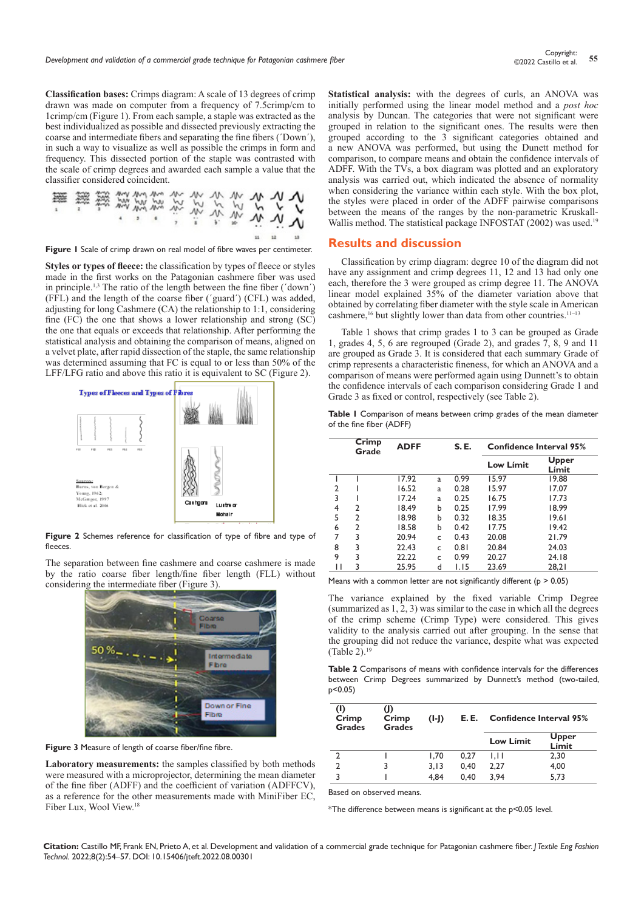**Classification bases:** Crimps diagram: A scale of 13 degrees of crimp drawn was made on computer from a frequency of 7.5crimp/cm to 1crimp/cm (Figure 1). From each sample, a staple was extracted as the best individualized as possible and dissected previously extracting the coarse and intermediate fibers and separating the fine fibers (´Down´), in such a way to visualize as well as possible the crimps in form and frequency. This dissected portion of the staple was contrasted with the scale of crimp degrees and awarded each sample a value that the classifier considered coincident.

**Figure 1** Scale of crimp drawn on real model of fibre waves per centimeter.

**Styles or types of fleece:** the classification by types of fleece or styles made in the first works on the Patagonian cashmere fiber was used in principle.[1,3] The ratio of the length between the fine fiber (´down´) (FFL) and the length of the coarse fiber (´guard´) (CFL) was added, adjusting for long Cashmere (CA) the relationship to 1:1, considering fine (FC) the one that shows a lower relationship and strong (SC) the one that equals or exceeds that relationship. After performing the statistical analysis and obtaining the comparison of means, aligned on a velvet plate, after rapid dissection of the staple, the same relationship was determined assuming that FC is equal to or less than 50% of the LFF/LFG ratio and above this ratio is equivalent to SC (Figure 2).

**Figure 2** Schemes reference for classification of type of fibre and type of fleeces.

The separation between fine cashmere and coarse cashmere is made by the ratio coarse fiber length/fine fiber length (FLL) without considering the intermediate fiber (Figure 3).

**Figure 3** Measure of length of coarse fiber/fine fibre.

**Laboratory measurements:** the samples classified by both methods were measured with a microprojector, determining the mean diameter of the fine fiber (ADFF) and the coefficient of variation (ADFFCV), as a reference for the other measurements made with MiniFiber EC, Fiber Lux, Wool View.[18]

**Statistical analysis:** with the degrees of curls, an ANOVA was initially performed using the linear model method and a *post hoc* analysis by Duncan. The categories that were not significant were grouped in relation to the significant ones. The results were then grouped according to the 3 significant categories obtained and a new ANOVA was performed, but using the Dunett method for comparison, to compare means and obtain the confidence intervals of ADFF. With the TVs, a box diagram was plotted and an exploratory analysis was carried out, which indicated the absence of normality when considering the variance within each style. With the box plot, the styles were placed in order of the ADFF pairwise comparisons between the means of the ranges by the non-parametric Kruskall-Wallis method. The statistical package INFOSTAT (2002) was used.[19]

## Results and discussion

Classification by crimp diagram: degree 10 of the diagram did not have any assignment and crimp degrees 11, 12 and 13 had only one each, therefore the 3 were grouped as crimp degree 11. The ANOVA linear model explained 35% of the diameter variation above that obtained by correlating fiber diameter with the style scale in American cashmere,[16] but slightly lower than data from other countries.[11–13]

Table 1 shows that crimp grades 1 to 3 can be grouped as Grade 1, grades 4, 5, 6 are regrouped (Grade 2), and grades 7, 8, 9 and 11 are grouped as Grade 3. It is considered that each summary Grade of crimp represents a characteristic fineness, for which an ANOVA and a comparison of means were performed again using Dunnett's to obtain the confidence intervals of each comparison considering Grade 1 and Grade 3 as fixed or control, respectively (see Table 2).

**Table 1** Comparison of means between crimp grades of the mean diameter of the fine fiber (ADFF)

| | Crimp Grade | ADFF | | S. E. | Confidence Interval 95% | |
|---|---|---|---|---|---|---|
| | | | | | Low Límit | Upper Límit |
| 1 | 1 | 17.92 | a | 0.99 | 15.97 | 19.88 |
| 2 | 1 | 16.52 | a | 0.28 | 15.97 | 17.07 |
| 3 | 1 | 17.24 | a | 0.25 | 16.75 | 17.73 |
| 4 | 2 | 18.49 | b | 0.25 | 17.99 | 18.99 |
| 5 | 2 | 18.98 | b | 0.32 | 18.35 | 19.61 |
| 6 | 2 | 18.58 | b | 0.42 | 17.75 | 19.42 |
| 7 | 3 | 20.94 | c | 0.43 | 20.08 | 21.79 |
| 8 | 3 | 22.43 | c | 0.81 | 20.84 | 24.03 |
| 9 | 3 | 22.22 | c | 0.99 | 20.27 | 24.18 |
| 11 | 3 | 25.95 | d | 1.15 | 23.69 | 28,21 |

Means with a common letter are not significantly different ($p > 0.05$)

The variance explained by the fixed variable Crimp Degree (summarized as 1, 2, 3) was similar to the case in which all the degrees of the crimp scheme (Crimp Type) were considered. This gives validity to the analysis carried out after grouping. In the sense that the grouping did not reduce the variance, despite what was expected (Table 2).[19]

**Table 2** Comparisons of means with confidence intervals for the differences between Crimp Degrees summarized by Dunnett's method (two-tailed, $p<0.05$)

| (I) Crimp Grades | (J) Crimp Grades | (I-J) | E. E. | Confidence Interval 95% | |
|---|---|---|---|---|---|
| | | | | Low Límit | Upper Límit |
| 2 | 1 | 1,70 | 0,27 | 1,11 | 2,30 |
| 2 | 3 | 3,13 | 0,40 | 2,27 | 4,00 |
| 3 | 1 | 4,84 | 0,40 | 3,94 | 5,73 |

Based on observed means.

*The difference between means is significant at the $p<0.05$ level.

**Citation:** Castillo MF, Frank EN, Prieto A, et al. Development and validation of a commercial grade technique for Patagonian cashmere fiber. *J Textile Eng Fashion Technol.* 2022;8(2):54‒57. DOI: 10.15406/jteft.2022.08.00301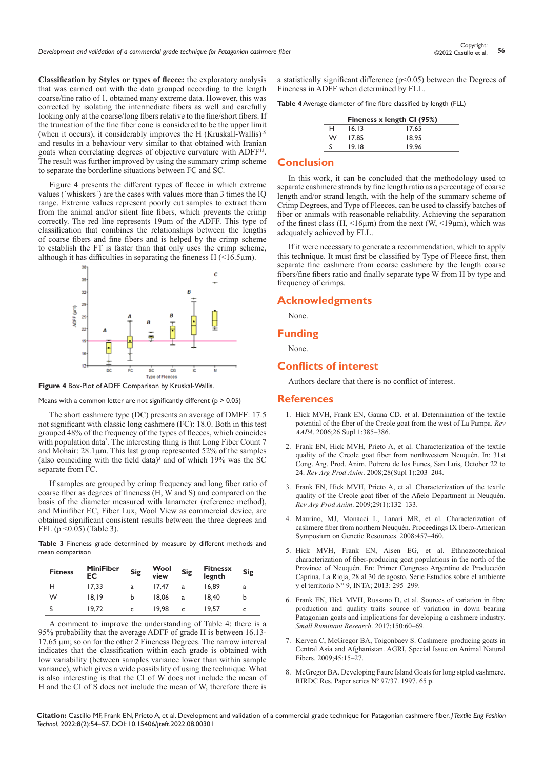**Classification by Styles or types of fleece:** the exploratory analysis that was carried out with the data grouped according to the length coarse/fine ratio of 1, obtained many extreme data. However, this was corrected by isolating the intermediate fibers as well and carefully looking only at the coarse/long fibers relative to the fine/short fibers. If the truncation of the fine fiber cone is considered to be the upper limit (when it occurs), it considerably improves the H (Kruskall-Wallis)[19] and results in a behaviour very similar to that obtained with Iranian goats when correlating degrees of objective curvature with ADFF[13]. The result was further improved by using the summary crimp scheme to separate the borderline situations between FC and SC.

Figure 4 presents the different types of fleece in which extreme values (´whiskers´) are the cases with values more than 3 times the IQ range. Extreme values represent poorly cut samples to extract them from the animal and/or silent fine fibers, which prevents the crimp correctly. The red line represents 19µm of the ADFF. This type of classification that combines the relationships between the lengths of coarse fibers and fine fibers and is helped by the crimp scheme to establish the FT is faster than that only uses the crimp scheme, although it has difficulties in separating the fineness H (<16.5µm).

**Figure 4** Box-Plot of ADFF Comparison by Kruskal-Wallis.

Means with a common letter are not significantly different (p > 0.05)

The short cashmere type (DC) presents an average of DMFF: 17.5 not significant with classic long cashmere (FC): 18.0. Both in this test grouped 48% of the frequency of the types of fleeces, which coincides with population data[3]. The interesting thing is that Long Fiber Count 7 and Mohair: 28.1µm. This last group represented 52% of the samples (also coinciding with the field data)[3] and of which 19% was the SC separate from FC.

If samples are grouped by crimp frequency and long fiber ratio of coarse fiber as degrees of fineness (H, W and S) and compared on the basis of the diameter measured with lanameter (reference method), and Minifiber EC, Fiber Lux, Wool View as commercial device, are obtained significant consistent results between the three degrees and FFL ($p < 0.05$) (Table 3).

**Table 3** Fineness grade determined by measure by different methods and mean comparison

| Fitness | MiniFiber EC | Sig | Wool view | Sig | Fitnessx legnth | Sig |
|---|---|---|---|---|---|---|
| H | 17,33 | a | 17,47 | a | 16,89 | a |
| W | 18,19 | b | 18,06 | a | 18,40 | b |
| S | 19,72 | c | 19,98 | c | 19,57 | c |

A comment to improve the understanding of Table 4: there is a 95% probability that the average ADFF of grade H is between 16.13-17.65 µm; so on for the other 2 Fineness Degrees. The narrow interval indicates that the classification within each grade is obtained with low variability (between samples variance lower than within sample variance), which gives a wide possibility of using the technique. What is also interesting is that the CI of W does not include the mean of H and the CI of S does not include the mean of W, therefore there is a statistically significant difference ($p<0.05$) between the Degrees of Fineness in ADFF when determined by FLL.

**Table 4** Average diameter of fine fibre classified by length (FLL)

| | Fineness x length CI (95%) | |
|---|---|---|
| H | 16.13 | 17.65 |
| W | 17.85 | 18.95 |
| S | 19.18 | 19.96 |

## Conclusion

In this work, it can be concluded that the methodology used to separate cashmere strands by fine length ratio as a percentage of coarse length and/or strand length, with the help of the summary scheme of Crimp Degrees, and Type of Fleeces, can be used to classify batches of fiber or animals with reasonable reliability. Achieving the separation of the finest class (H, <16µm) from the next (W, <19µm), which was adequately achieved by FLL.

If it were necessary to generate a recommendation, which to apply this technique. It must first be classified by Type of Fleece first, then separate fine cashmere from coarse cashmere by the length coarse fibers/fine fibers ratio and finally separate type W from H by type and frequency of crimps.

## Acknowledgments

None.

## Funding

None.

## Conflicts of interest

Authors declare that there is no conflict of interest.

## References

1. Hick MVH, Frank EN, Gauna CD. et al. Determination of the textile potential of the fiber of the Creole goat from the west of La Pampa. *Rev AAPA*. 2006;26 Supl 1:385–386.
2. Frank EN, Hick MVH, Prieto A, et al. Characterization of the textile quality of the Creole goat fiber from northwestern Neuquén. In: 31st Cong. Arg. Prod. Anim. Potrero de los Funes, San Luis, October 22 to 24. *Rev Arg Prod Anim*. 2008;28(Supl 1):203–204.
3. Frank EN, Hick MVH, Prieto A, et al. Characterization of the textile quality of the Creole goat fiber of the Añelo Department in Neuquén. *Rev Arg Prod Anim*. 2009;29(1):132–133.
4. Maurino, MJ, Monacci L, Lanari MR, et al. Characterization of cashmere fiber from northern Neuquén. Proceedings IX Ibero-American Symposium on Genetic Resources. 2008:457–460.
5. Hick MVH, Frank EN, Aisen EG, et al. Ethnozootechnical characterization of fiber-producing goat populations in the north of the Province of Neuquén. En: Primer Congreso Argentino de Producción Caprina, La Rioja, 28 al 30 de agosto. Serie Estudios sobre el ambiente y el territorio N° 9, INTA; 2013: 295–299.
6. Frank EN, Hick MVH, Russano D, et al. Sources of variation in fibre production and quality traits source of variation in down–bearing Patagonian goats and implications for developing a cashmere industry. *Small Ruminant Research*. 2017;150:60–69.
7. Kerven C, McGregor BA, Toigonbaev S. Cashmere–producing goats in Central Asia and Afghanistan. AGRI, Special Issue on Animal Natural Fibers. 2009;45:15–27.
8. McGregor BA. Developing Faure Island Goats for long stpled cashmere. RIRDC Res. Paper series Nº 97/37. 1997. 65 p.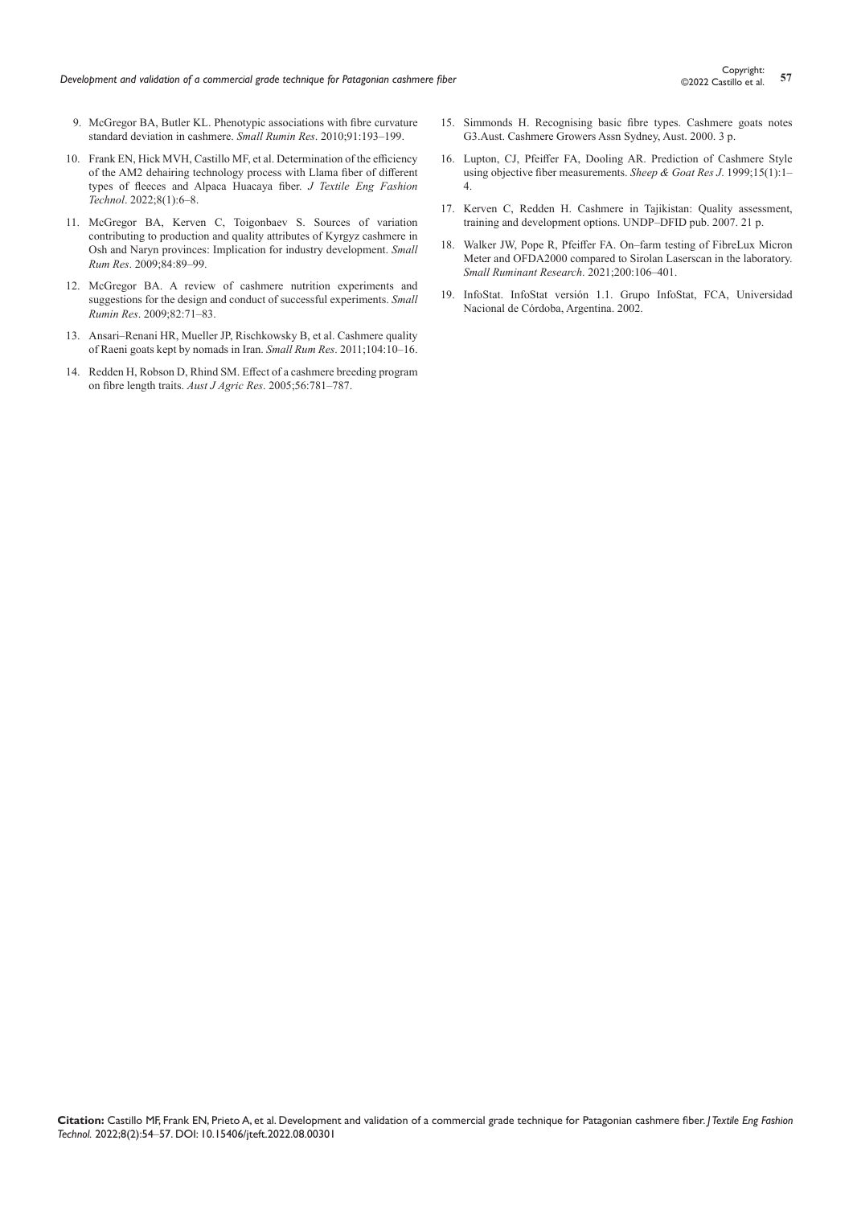9. McGregor BA, Butler KL. Phenotypic associations with fibre curvature standard deviation in cashmere. *Small Rumin Res*. 2010;91:193–199.

10. Frank EN, Hick MVH, Castillo MF, et al. Determination of the efficiency of the AM2 dehairing technology process with Llama fiber of different types of fleeces and Alpaca Huacaya fiber. *J Textile Eng Fashion Technol*. 2022;8(1):6–8.

11. McGregor BA, Kerven C, Toigonbaev S. Sources of variation contributing to production and quality attributes of Kyrgyz cashmere in Osh and Naryn provinces: Implication for industry development. *Small Rum Res*. 2009;84:89–99.

12. McGregor BA. A review of cashmere nutrition experiments and suggestions for the design and conduct of successful experiments. *Small Rumin Res*. 2009;82:71–83.

13. Ansari–Renani HR, Mueller JP, Rischkowsky B, et al. Cashmere quality of Raeni goats kept by nomads in Iran. *Small Rum Res*. 2011;104:10–16.

14. Redden H, Robson D, Rhind SM. Effect of a cashmere breeding program on fibre length traits. *Aust J Agric Res*. 2005;56:781–787.

15. Simmonds H. Recognising basic fibre types. Cashmere goats notes G3.Aust. Cashmere Growers Assn Sydney, Aust. 2000. 3 p.

16. Lupton, CJ, Pfeiffer FA, Dooling AR. Prediction of Cashmere Style using objective fiber measurements. *Sheep & Goat Res J*. 1999;15(1):1–4.

17. Kerven C, Redden H. Cashmere in Tajikistan: Quality assessment, training and development options. UNDP–DFID pub. 2007. 21 p.

18. Walker JW, Pope R, Pfeiffer FA. On–farm testing of FibreLux Micron Meter and OFDA2000 compared to Sirolan Laserscan in the laboratory. *Small Ruminant Research*. 2021;200:106–401.

19. InfoStat. InfoStat versión 1.1. Grupo InfoStat, FCA, Universidad Nacional de Córdoba, Argentina. 2002.